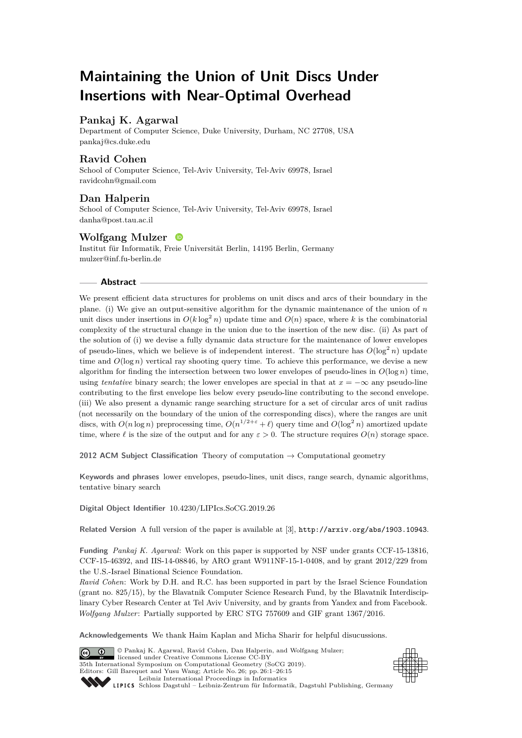# Maintaining the Union of Unit Discs Under Insertions with Near-Optimal Overhead

**Pankaj K. Agarwal**
Department of Computer Science, Duke University, Durham, NC 27708, USA
pankaj@cs.duke.edu

**Ravid Cohen**
School of Computer Science, Tel-Aviv University, Tel-Aviv 69978, Israel
ravidcohn@gmail.com

**Dan Halperin**
School of Computer Science, Tel-Aviv University, Tel-Aviv 69978, Israel
danha@post.tau.ac.il

**Wolfgang Mulzer**
Institut für Informatik, Freie Universität Berlin, 14195 Berlin, Germany
mulzer@inf.fu-berlin.de

## Abstract

We present efficient data structures for problems on unit discs and arcs of their boundary in the plane. (i) We give an output-sensitive algorithm for the dynamic maintenance of the union of $n$ unit discs under insertions in $O(k \log^2 n)$ update time and $O(n)$ space, where $k$ is the combinatorial complexity of the structural change in the union due to the insertion of the new disc. (ii) As part of the solution of (i) we devise a fully dynamic data structure for the maintenance of lower envelopes of pseudo-lines, which we believe is of independent interest. The structure has $O(\log^2 n)$ update time and $O(\log n)$ vertical ray shooting query time. To achieve this performance, we devise a new algorithm for finding the intersection between two lower envelopes of pseudo-lines in $O(\log n)$ time, using *tentative* binary search; the lower envelopes are special in that at $x = -\infty$ any pseudo-line contributing to the first envelope lies below every pseudo-line contributing to the second envelope. (iii) We also present a dynamic range searching structure for a set of circular arcs of unit radius (not necessarily on the boundary of the union of the corresponding discs), where the ranges are unit discs, with $O(n \log n)$ preprocessing time, $O(n^{1/2+\varepsilon} + \ell)$ query time and $O(\log^2 n)$ amortized update time, where $\ell$ is the size of the output and for any $\varepsilon > 0$. The structure requires $O(n)$ storage space.

**2012 ACM Subject Classification** Theory of computation → Computational geometry

**Keywords and phrases** lower envelopes, pseudo-lines, unit discs, range search, dynamic algorithms, tentative binary search

**Digital Object Identifier** 10.4230/LIPIcs.SoCG.2019.26

**Related Version** A full version of the paper is available at [3], http://arxiv.org/abs/1903.10943.

**Funding** *Pankaj K. Agarwal*: Work on this paper is supported by NSF under grants CCF-15-13816, CCF-15-46392, and IIS-14-08846, by ARO grant W911NF-15-1-0408, and by grant 2012/229 from the U.S.-Israel Binational Science Foundation.
*Ravid Cohen*: Work by D.H. and R.C. has been supported in part by the Israel Science Foundation (grant no. 825/15), by the Blavatnik Computer Science Research Fund, by the Blavatnik Interdisciplinary Cyber Research Center at Tel Aviv University, and by grants from Yandex and from Facebook.
*Wolfgang Mulzer*: Partially supported by ERC STG 757609 and GIF grant 1367/2016.

**Acknowledgements** We thank Haim Kaplan and Micha Sharir for helpful disucussions.

© Pankaj K. Agarwal, Ravid Cohen, Dan Halperin, and Wolfgang Mulzer;
licensed under Creative Commons License CC-BY
35th International Symposium on Computational Geometry (SoCG 2019).
Editors: Gill Barequet and Yusu Wang; Article No. 26; pp. 26:1–26:15
Leibniz International Proceedings in Informatics
LIPICS Schloss Dagstuhl – Leibniz-Zentrum für Informatik, Dagstuhl Publishing, Germany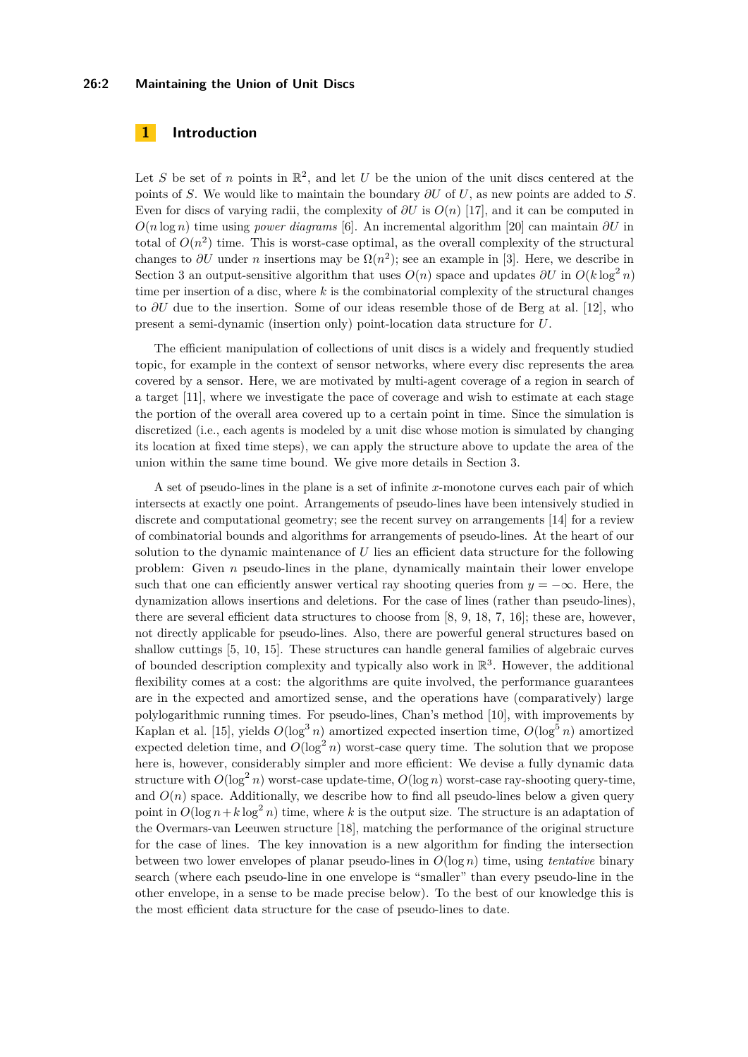# 1 Introduction

Let $S$ be set of $n$ points in $\mathbb{R}^2$, and let $U$ be the union of the unit discs centered at the points of $S$. We would like to maintain the boundary $\partial U$ of $U$, as new points are added to $S$. Even for discs of varying radii, the complexity of $\partial U$ is $O(n)$ [17], and it can be computed in $O(n \log n)$ time using *power diagrams* [6]. An incremental algorithm [20] can maintain $\partial U$ in total of $O(n^2)$ time. This is worst-case optimal, as the overall complexity of the structural changes to $\partial U$ under $n$ insertions may be $\Omega(n^2)$; see an example in [3]. Here, we describe in Section 3 an output-sensitive algorithm that uses $O(n)$ space and updates $\partial U$ in $O(k \log^2 n)$ time per insertion of a disc, where $k$ is the combinatorial complexity of the structural changes to $\partial U$ due to the insertion. Some of our ideas resemble those of de Berg at al. [12], who present a semi-dynamic (insertion only) point-location data structure for $U$.

The efficient manipulation of collections of unit discs is a widely and frequently studied topic, for example in the context of sensor networks, where every disc represents the area covered by a sensor. Here, we are motivated by multi-agent coverage of a region in search of a target [11], where we investigate the pace of coverage and wish to estimate at each stage the portion of the overall area covered up to a certain point in time. Since the simulation is discretized (i.e., each agents is modeled by a unit disc whose motion is simulated by changing its location at fixed time steps), we can apply the structure above to update the area of the union within the same time bound. We give more details in Section 3.

A set of pseudo-lines in the plane is a set of infinite $x$-monotone curves each pair of which intersects at exactly one point. Arrangements of pseudo-lines have been intensively studied in discrete and computational geometry; see the recent survey on arrangements [14] for a review of combinatorial bounds and algorithms for arrangements of pseudo-lines. At the heart of our solution to the dynamic maintenance of $U$ lies an efficient data structure for the following problem: Given $n$ pseudo-lines in the plane, dynamically maintain their lower envelope such that one can efficiently answer vertical ray shooting queries from $y = -\infty$. Here, the dynamization allows insertions and deletions. For the case of lines (rather than pseudo-lines), there are several efficient data structures to choose from [8, 9, 18, 7, 16]; these are, however, not directly applicable for pseudo-lines. Also, there are powerful general structures based on shallow cuttings [5, 10, 15]. These structures can handle general families of algebraic curves of bounded description complexity and typically also work in $\mathbb{R}^3$. However, the additional flexibility comes at a cost: the algorithms are quite involved, the performance guarantees are in the expected and amortized sense, and the operations have (comparatively) large polylogarithmic running times. For pseudo-lines, Chan's method [10], with improvements by Kaplan et al. [15], yields $O(\log^3 n)$ amortized expected insertion time, $O(\log^5 n)$ amortized expected deletion time, and $O(\log^2 n)$ worst-case query time. The solution that we propose here is, however, considerably simpler and more efficient: We devise a fully dynamic data structure with $O(\log^2 n)$ worst-case update-time, $O(\log n)$ worst-case ray-shooting query-time, and $O(n)$ space. Additionally, we describe how to find all pseudo-lines below a given query point in $O(\log n + k \log^2 n)$ time, where $k$ is the output size. The structure is an adaptation of the Overmars-van Leeuwen structure [18], matching the performance of the original structure for the case of lines. The key innovation is a new algorithm for finding the intersection between two lower envelopes of planar pseudo-lines in $O(\log n)$ time, using *tentative* binary search (where each pseudo-line in one envelope is "smaller" than every pseudo-line in the other envelope, in a sense to be made precise below). To the best of our knowledge this is the most efficient data structure for the case of pseudo-lines to date.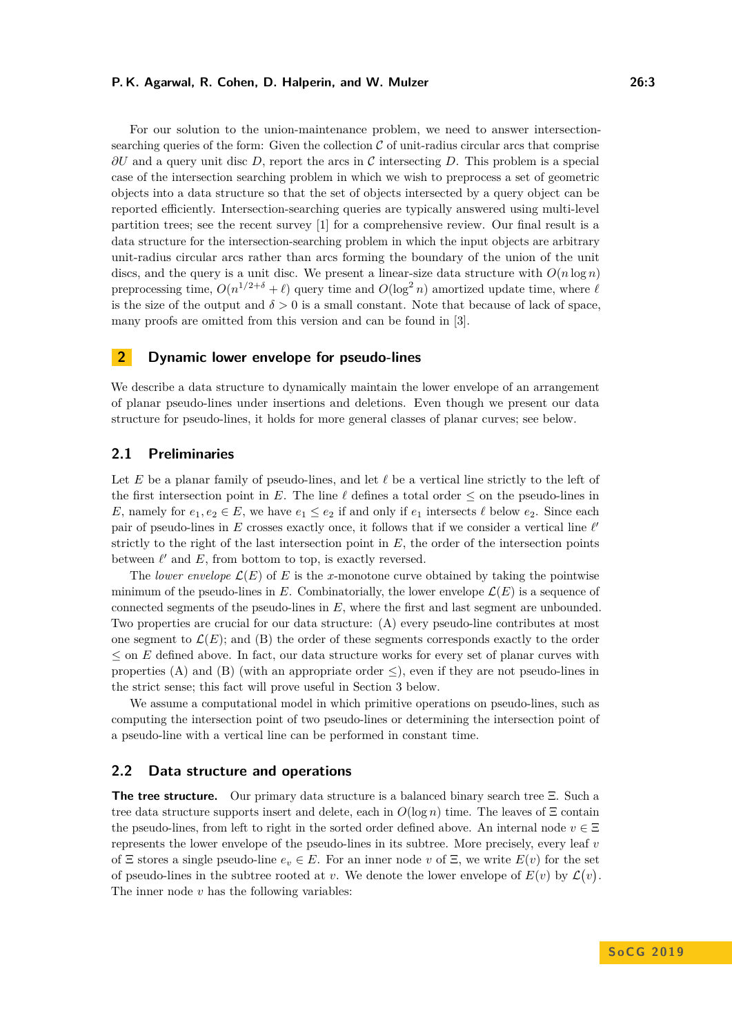For our solution to the union-maintenance problem, we need to answer intersection-searching queries of the form: Given the collection $\mathcal{C}$ of unit-radius circular arcs that comprise $\partial U$ and a query unit disc $D$, report the arcs in $\mathcal{C}$ intersecting $D$. This problem is a special case of the intersection searching problem in which we wish to preprocess a set of geometric objects into a data structure so that the set of objects intersected by a query object can be reported efficiently. Intersection-searching queries are typically answered using multi-level partition trees; see the recent survey [1] for a comprehensive review. Our final result is a data structure for the intersection-searching problem in which the input objects are arbitrary unit-radius circular arcs rather than arcs forming the boundary of the union of the unit discs, and the query is a unit disc. We present a linear-size data structure with $O(n \log n)$ preprocessing time, $O(n^{1/2+\delta} + \ell)$ query time and $O(\log^2 n)$ amortized update time, where $\ell$ is the size of the output and $\delta > 0$ is a small constant. Note that because of lack of space, many proofs are omitted from this version and can be found in [3].

## 2 Dynamic lower envelope for pseudo-lines

We describe a data structure to dynamically maintain the lower envelope of an arrangement of planar pseudo-lines under insertions and deletions. Even though we present our data structure for pseudo-lines, it holds for more general classes of planar curves; see below.

### 2.1 Preliminaries

Let $E$ be a planar family of pseudo-lines, and let $\ell$ be a vertical line strictly to the left of the first intersection point in $E$. The line $\ell$ defines a total order $\leq$ on the pseudo-lines in $E$, namely for $e_1, e_2 \in E$, we have $e_1 \leq e_2$ if and only if $e_1$ intersects $\ell$ below $e_2$. Since each pair of pseudo-lines in $E$ crosses exactly once, it follows that if we consider a vertical line $\ell'$ strictly to the right of the last intersection point in $E$, the order of the intersection points between $\ell'$ and $E$, from bottom to top, is exactly reversed.

The *lower envelope* $\mathcal{L}(E)$ of $E$ is the $x$-monotone curve obtained by taking the pointwise minimum of the pseudo-lines in $E$. Combinatorially, the lower envelope $\mathcal{L}(E)$ is a sequence of connected segments of the pseudo-lines in $E$, where the first and last segment are unbounded. Two properties are crucial for our data structure: (A) every pseudo-line contributes at most one segment to $\mathcal{L}(E)$; and (B) the order of these segments corresponds exactly to the order $\leq$ on $E$ defined above. In fact, our data structure works for every set of planar curves with properties (A) and (B) (with an appropriate order $\leq$), even if they are not pseudo-lines in the strict sense; this fact will prove useful in Section 3 below.

We assume a computational model in which primitive operations on pseudo-lines, such as computing the intersection point of two pseudo-lines or determining the intersection point of a pseudo-line with a vertical line can be performed in constant time.

### 2.2 Data structure and operations

**The tree structure.** Our primary data structure is a balanced binary search tree $\Xi$. Such a tree data structure supports insert and delete, each in $O(\log n)$ time. The leaves of $\Xi$ contain the pseudo-lines, from left to right in the sorted order defined above. An internal node $v \in \Xi$ represents the lower envelope of the pseudo-lines in its subtree. More precisely, every leaf $v$ of $\Xi$ stores a single pseudo-line $e_v \in E$. For an inner node $v$ of $\Xi$, we write $E(v)$ for the set of pseudo-lines in the subtree rooted at $v$. We denote the lower envelope of $E(v)$ by $\mathcal{L}(v)$. The inner node $v$ has the following variables: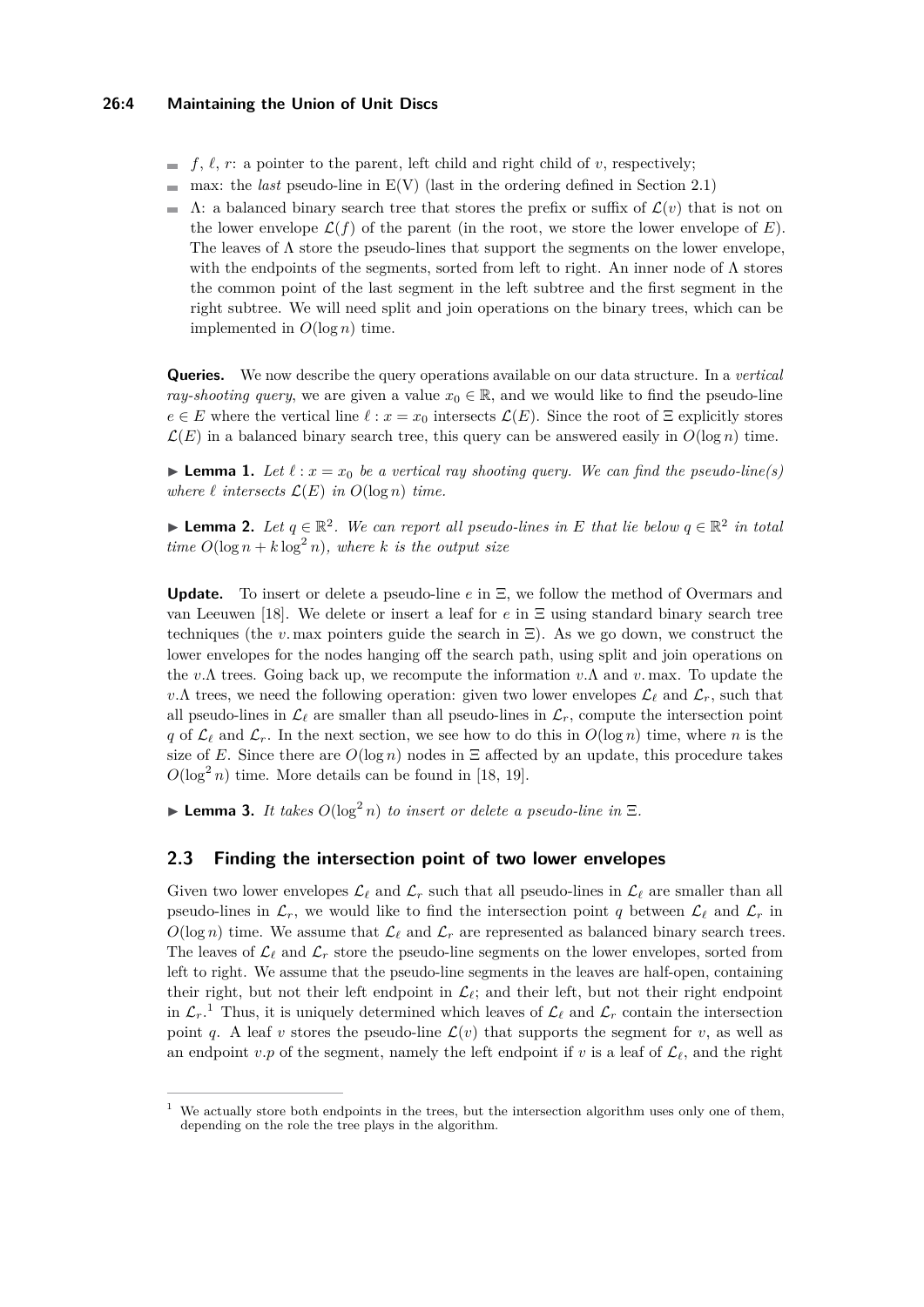- $f$, $\ell$, $r$: a pointer to the parent, left child and right child of $v$, respectively;
- max: the *last* pseudo-line in E(V) (last in the ordering defined in Section 2.1)
- $\Lambda$: a balanced binary search tree that stores the prefix or suffix of $\mathcal{L}(v)$ that is not on the lower envelope $\mathcal{L}(f)$ of the parent (in the root, we store the lower envelope of $E$). The leaves of $\Lambda$ store the pseudo-lines that support the segments on the lower envelope, with the endpoints of the segments, sorted from left to right. An inner node of $\Lambda$ stores the common point of the last segment in the left subtree and the first segment in the right subtree. We will need split and join operations on the binary trees, which can be implemented in $O(\log n)$ time.

**Queries.** We now describe the query operations available on our data structure. In a *vertical ray-shooting query*, we are given a value $x_0 \in \mathbb{R}$, and we would like to find the pseudo-line $e \in E$ where the vertical line $\ell : x = x_0$ intersects $\mathcal{L}(E)$. Since the root of $\Xi$ explicitly stores $\mathcal{L}(E)$ in a balanced binary search tree, this query can be answered easily in $O(\log n)$ time.

▶ **Lemma 1.** *Let $\ell : x = x_0$ be a vertical ray shooting query. We can find the pseudo-line(s) where $\ell$ intersects $\mathcal{L}(E)$ in $O(\log n)$ time.*

▶ **Lemma 2.** *Let $q \in \mathbb{R}^2$. We can report all pseudo-lines in $E$ that lie below $q \in \mathbb{R}^2$ in total time $O(\log n + k \log^2 n)$, where $k$ is the output size*

**Update.** To insert or delete a pseudo-line $e$ in $\Xi$, we follow the method of Overmars and van Leeuwen [18]. We delete or insert a leaf for $e$ in $\Xi$ using standard binary search tree techniques (the $v.\max$ pointers guide the search in $\Xi$). As we go down, we construct the lower envelopes for the nodes hanging off the search path, using split and join operations on the $v.\Lambda$ trees. Going back up, we recompute the information $v.\Lambda$ and $v.\max$. To update the $v.\Lambda$ trees, we need the following operation: given two lower envelopes $\mathcal{L}_\ell$ and $\mathcal{L}_r$, such that all pseudo-lines in $\mathcal{L}_\ell$ are smaller than all pseudo-lines in $\mathcal{L}_r$, compute the intersection point $q$ of $\mathcal{L}_\ell$ and $\mathcal{L}_r$. In the next section, we see how to do this in $O(\log n)$ time, where $n$ is the size of $E$. Since there are $O(\log n)$ nodes in $\Xi$ affected by an update, this procedure takes $O(\log^2 n)$ time. More details can be found in [18, 19].

▶ **Lemma 3.** *It takes $O(\log^2 n)$ to insert or delete a pseudo-line in $\Xi$.*

## 2.3 Finding the intersection point of two lower envelopes

Given two lower envelopes $\mathcal{L}_\ell$ and $\mathcal{L}_r$ such that all pseudo-lines in $\mathcal{L}_\ell$ are smaller than all pseudo-lines in $\mathcal{L}_r$, we would like to find the intersection point $q$ between $\mathcal{L}_\ell$ and $\mathcal{L}_r$ in $O(\log n)$ time. We assume that $\mathcal{L}_\ell$ and $\mathcal{L}_r$ are represented as balanced binary search trees. The leaves of $\mathcal{L}_\ell$ and $\mathcal{L}_r$ store the pseudo-line segments on the lower envelopes, sorted from left to right. We assume that the pseudo-line segments in the leaves are half-open, containing their right, but not their left endpoint in $\mathcal{L}_\ell$; and their left, but not their right endpoint in $\mathcal{L}_r$.[1] Thus, it is uniquely determined which leaves of $\mathcal{L}_\ell$ and $\mathcal{L}_r$ contain the intersection point $q$. A leaf $v$ stores the pseudo-line $\mathcal{L}(v)$ that supports the segment for $v$, as well as an endpoint $v.p$ of the segment, namely the left endpoint if $v$ is a leaf of $\mathcal{L}_\ell$, and the right

[1] We actually store both endpoints in the trees, but the intersection algorithm uses only one of them, depending on the role the tree plays in the algorithm.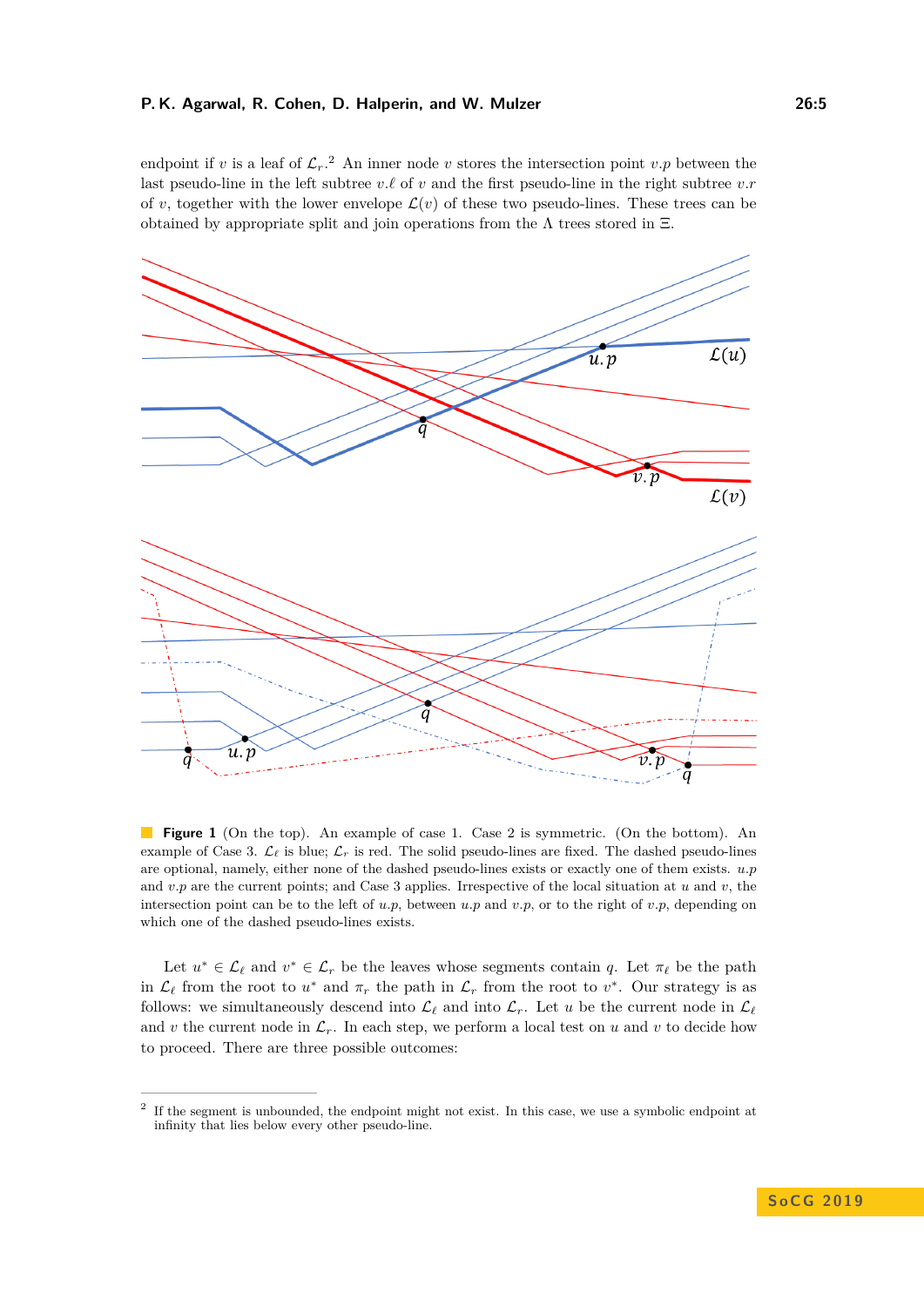endpoint if $v$ is a leaf of $\mathcal{L}_r$.[2] An inner node $v$ stores the intersection point $v.p$ between the last pseudo-line in the left subtree $v.\ell$ of $v$ and the first pseudo-line in the right subtree $v.r$ of $v$, together with the lower envelope $\mathcal{L}(v)$ of these two pseudo-lines. These trees can be obtained by appropriate split and join operations from the $\Lambda$ trees stored in $\Xi$.

**Figure 1** (On the top). An example of case 1. Case 2 is symmetric. (On the bottom). An example of Case 3. $\mathcal{L}_\ell$ is blue; $\mathcal{L}_r$ is red. The solid pseudo-lines are fixed. The dashed pseudo-lines are optional, namely, either none of the dashed pseudo-lines exists or exactly one of them exists. $u.p$ and $v.p$ are the current points; and Case 3 applies. Irrespective of the local situation at $u$ and $v$, the intersection point can be to the left of $u.p$, between $u.p$ and $v.p$, or to the right of $v.p$, depending on which one of the dashed pseudo-lines exists.

Let $u^* \in \mathcal{L}_\ell$ and $v^* \in \mathcal{L}_r$ be the leaves whose segments contain $q$. Let $\pi_\ell$ be the path in $\mathcal{L}_\ell$ from the root to $u^*$ and $\pi_r$ the path in $\mathcal{L}_r$ from the root to $v^*$. Our strategy is as follows: we simultaneously descend into $\mathcal{L}_\ell$ and into $\mathcal{L}_r$. Let $u$ be the current node in $\mathcal{L}_\ell$ and $v$ the current node in $\mathcal{L}_r$. In each step, we perform a local test on $u$ and $v$ to decide how to proceed. There are three possible outcomes:

[2] If the segment is unbounded, the endpoint might not exist. In this case, we use a symbolic endpoint at infinity that lies below every other pseudo-line.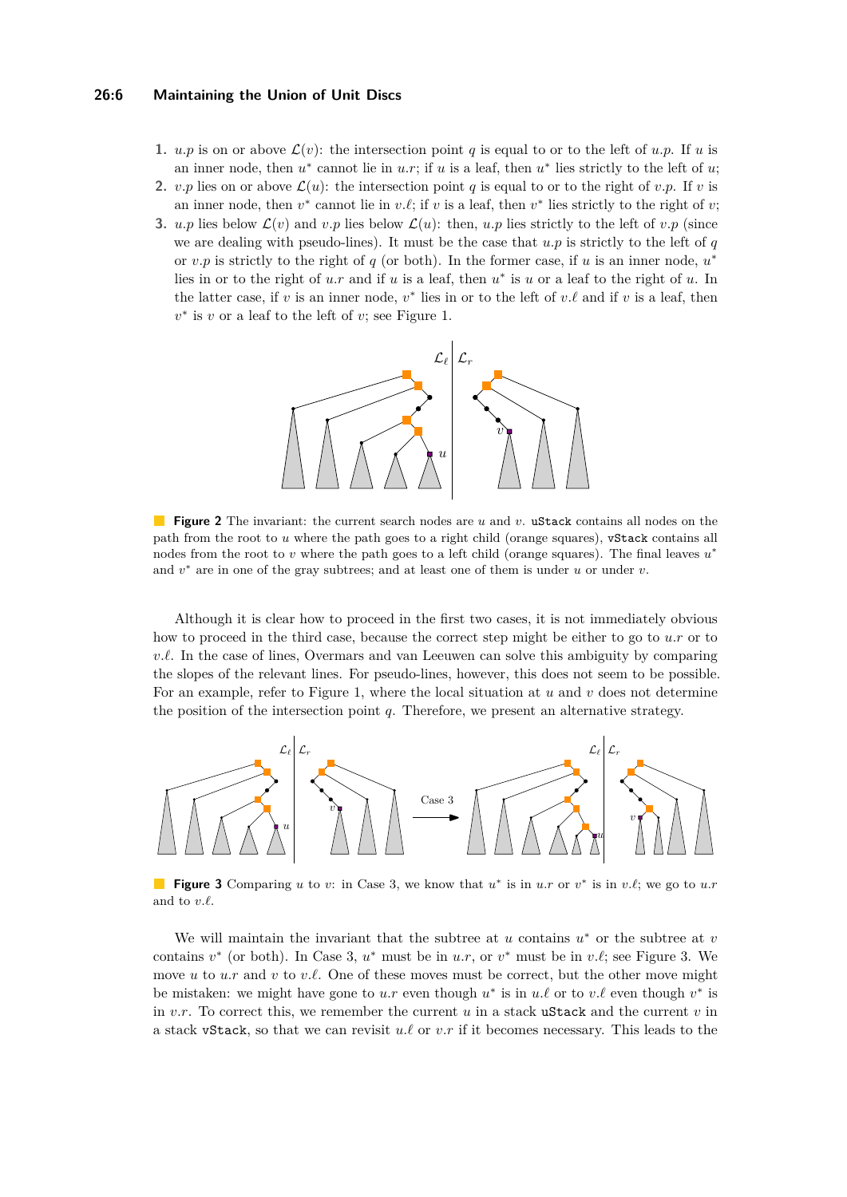1. $u.p$ is on or above $\mathcal{L}(v)$: the intersection point $q$ is equal to or to the left of $u.p$. If $u$ is an inner node, then $u^*$ cannot lie in $u.r$; if $u$ is a leaf, then $u^*$ lies strictly to the left of $u$;
2. $v.p$ lies on or above $\mathcal{L}(u)$: the intersection point $q$ is equal to or to the right of $v.p$. If $v$ is an inner node, then $v^*$ cannot lie in $v.\ell$; if $v$ is a leaf, then $v^*$ lies strictly to the right of $v$;
3. $u.p$ lies below $\mathcal{L}(v)$ and $v.p$ lies below $\mathcal{L}(u)$: then, $u.p$ lies strictly to the left of $v.p$ (since we are dealing with pseudo-lines). It must be the case that $u.p$ is strictly to the left of $q$ or $v.p$ is strictly to the right of $q$ (or both). In the former case, if $u$ is an inner node, $u^*$ lies in or to the right of $u.r$ and if $u$ is a leaf, then $u^*$ is $u$ or a leaf to the right of $u$. In the latter case, if $v$ is an inner node, $v^*$ lies in or to the left of $v.\ell$ and if $v$ is a leaf, then $v^*$ is $v$ or a leaf to the left of $v$; see Figure 1.

**Figure 2** The invariant: the current search nodes are $u$ and $v$. `uStack` contains all nodes on the path from the root to $u$ where the path goes to a right child (orange squares), `vStack` contains all nodes from the root to $v$ where the path goes to a left child (orange squares). The final leaves $u^*$ and $v^*$ are in one of the gray subtrees; and at least one of them is under $u$ or under $v$.

Although it is clear how to proceed in the first two cases, it is not immediately obvious how to proceed in the third case, because the correct step might be either to go to $u.r$ or to $v.\ell$. In the case of lines, Overmars and van Leeuwen can solve this ambiguity by comparing the slopes of the relevant lines. For pseudo-lines, however, this does not seem to be possible. For an example, refer to Figure 1, where the local situation at $u$ and $v$ does not determine the position of the intersection point $q$. Therefore, we present an alternative strategy.

**Figure 3** Comparing $u$ to $v$: in Case 3, we know that $u^*$ is in $u.r$ or $v^*$ is in $v.\ell$; we go to $u.r$ and to $v.\ell$.

We will maintain the invariant that the subtree at $u$ contains $u^*$ or the subtree at $v$ contains $v^*$ (or both). In Case 3, $u^*$ must be in $u.r$, or $v^*$ must be in $v.\ell$; see Figure 3. We move $u$ to $u.r$ and $v$ to $v.\ell$. One of these moves must be correct, but the other move might be mistaken: we might have gone to $u.r$ even though $u^*$ is in $u.\ell$ or to $v.\ell$ even though $v^*$ is in $v.r$. To correct this, we remember the current $u$ in a stack `uStack` and the current $v$ in a stack `vStack`, so that we can revisit $u.\ell$ or $v.r$ if it becomes necessary. This leads to the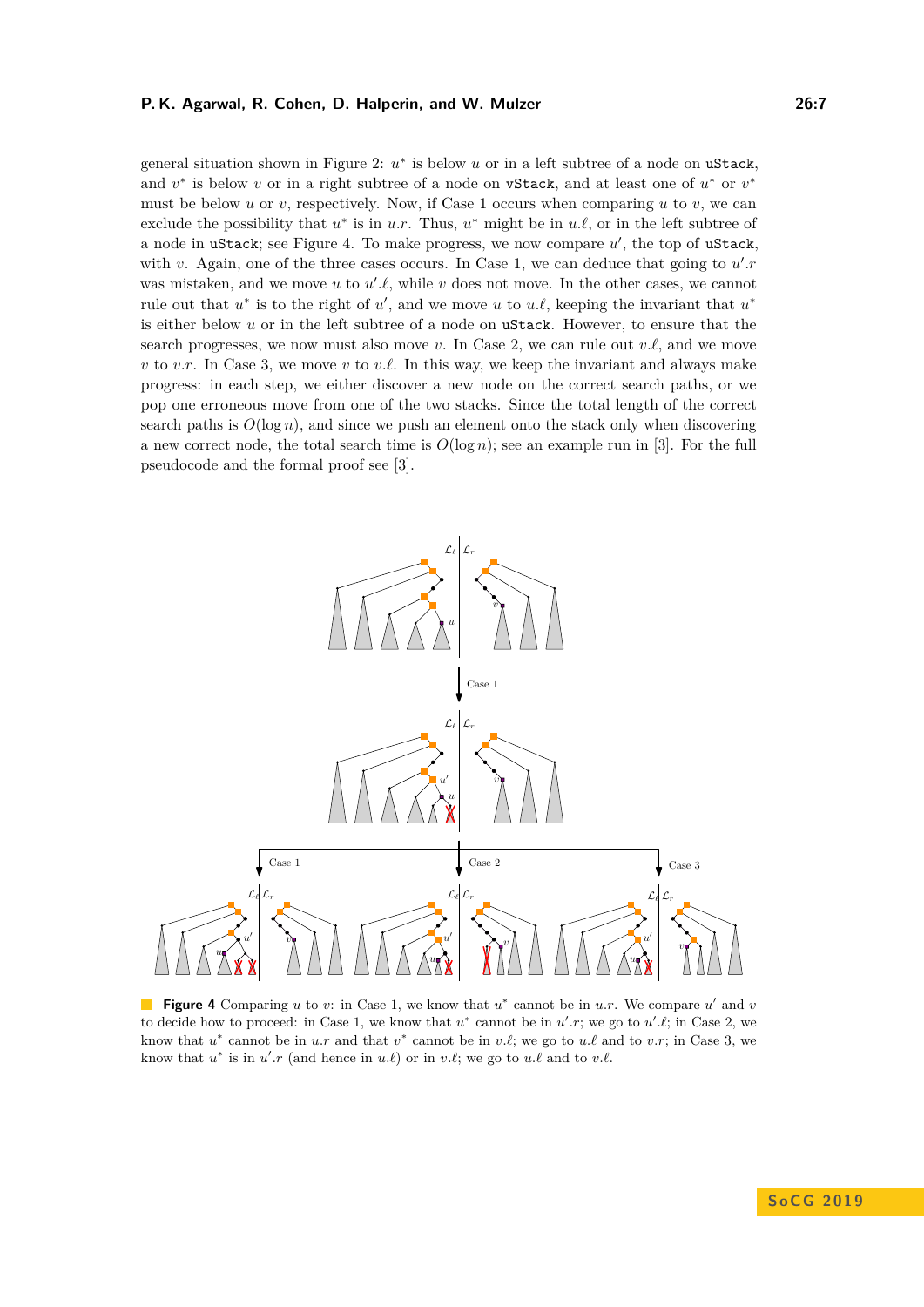general situation shown in Figure 2: $u^*$ is below $u$ or in a left subtree of a node on `uStack`, and $v^*$ is below $v$ or in a right subtree of a node on `vStack`, and at least one of $u^*$ or $v^*$ must be below $u$ or $v$, respectively. Now, if Case 1 occurs when comparing $u$ to $v$, we can exclude the possibility that $u^*$ is in $u.r$. Thus, $u^*$ might be in $u.\ell$, or in the left subtree of a node in `uStack`; see Figure 4. To make progress, we now compare $u'$, the top of `uStack`, with $v$. Again, one of the three cases occurs. In Case 1, we can deduce that going to $u'.r$ was mistaken, and we move $u$ to $u'.\ell$, while $v$ does not move. In the other cases, we cannot rule out that $u^*$ is to the right of $u'$, and we move $u$ to $u.\ell$, keeping the invariant that $u^*$ is either below $u$ or in the left subtree of a node on `uStack`. However, to ensure that the search progresses, we now must also move $v$. In Case 2, we can rule out $v.\ell$, and we move $v$ to $v.r$. In Case 3, we move $v$ to $v.\ell$. In this way, we keep the invariant and always make progress: in each step, we either discover a new node on the correct search paths, or we pop one erroneous move from one of the two stacks. Since the total length of the correct search paths is $O(\log n)$, and since we push an element onto the stack only when discovering a new correct node, the total search time is $O(\log n)$; see an example run in [3]. For the full pseudocode and the formal proof see [3].

**Figure 4** Comparing $u$ to $v$: in Case 1, we know that $u^*$ cannot be in $u.r$. We compare $u'$ and $v$ to decide how to proceed: in Case 1, we know that $u^*$ cannot be in $u'.r$; we go to $u'.\ell$; in Case 2, we know that $u^*$ cannot be in $u.r$ and that $v^*$ cannot be in $v.\ell$; we go to $u.\ell$ and to $v.r$; in Case 3, we know that $u^*$ is in $u'.r$ (and hence in $u.\ell$) or in $v.\ell$; we go to $u.\ell$ and to $v.\ell$.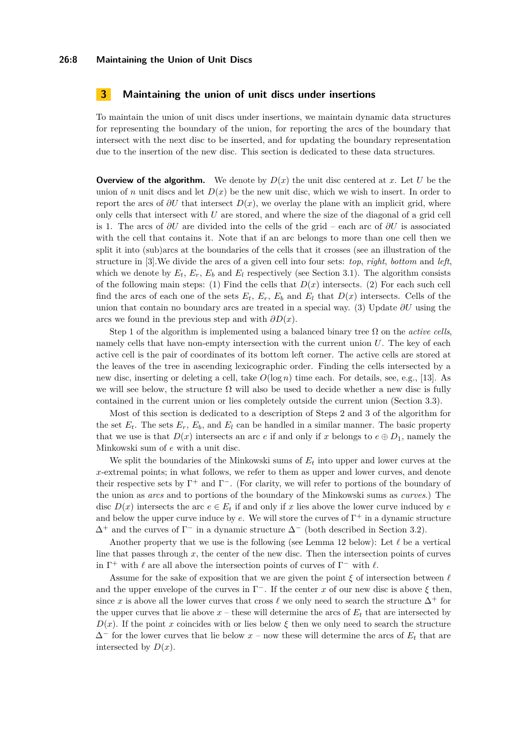## 3 Maintaining the union of unit discs under insertions

To maintain the union of unit discs under insertions, we maintain dynamic data structures for representing the boundary of the union, for reporting the arcs of the boundary that intersect with the next disc to be inserted, and for updating the boundary representation due to the insertion of the new disc. This section is dedicated to these data structures.

**Overview of the algorithm.** We denote by $D(x)$ the unit disc centered at $x$. Let $U$ be the union of $n$ unit discs and let $D(x)$ be the new unit disc, which we wish to insert. In order to report the arcs of $\partial U$ that intersect $D(x)$, we overlay the plane with an implicit grid, where only cells that intersect with $U$ are stored, and where the size of the diagonal of a grid cell is 1. The arcs of $\partial U$ are divided into the cells of the grid – each arc of $\partial U$ is associated with the cell that contains it. Note that if an arc belongs to more than one cell then we split it into (sub)arcs at the boundaries of the cells that it crosses (see an illustration of the structure in [3].We divide the arcs of a given cell into four sets: *top*, *right*, *bottom* and *left*, which we denote by $E_t$, $E_r$, $E_b$ and $E_l$ respectively (see Section 3.1). The algorithm consists of the following main steps: (1) Find the cells that $D(x)$ intersects. (2) For each such cell find the arcs of each one of the sets $E_t$, $E_r$, $E_b$ and $E_l$ that $D(x)$ intersects. Cells of the union that contain no boundary arcs are treated in a special way. (3) Update $\partial U$ using the arcs we found in the previous step and with $\partial D(x)$.

Step 1 of the algorithm is implemented using a balanced binary tree $\Omega$ on the *active cells*, namely cells that have non-empty intersection with the current union $U$. The key of each active cell is the pair of coordinates of its bottom left corner. The active cells are stored at the leaves of the tree in ascending lexicographic order. Finding the cells intersected by a new disc, inserting or deleting a cell, take $O(\log n)$ time each. For details, see, e.g., [13]. As we will see below, the structure $\Omega$ will also be used to decide whether a new disc is fully contained in the current union or lies completely outside the current union (Section 3.3).

Most of this section is dedicated to a description of Steps 2 and 3 of the algorithm for the set $E_t$. The sets $E_r$, $E_b$, and $E_l$ can be handled in a similar manner. The basic property that we use is that $D(x)$ intersects an arc $e$ if and only if $x$ belongs to $e \oplus D_1$, namely the Minkowski sum of $e$ with a unit disc.

We split the boundaries of the Minkowski sums of $E_t$ into upper and lower curves at the $x$-extremal points; in what follows, we refer to them as upper and lower curves, and denote their respective sets by $\Gamma^+$ and $\Gamma^-$. (For clarity, we will refer to portions of the boundary of the union as *arcs* and to portions of the boundary of the Minkowski sums as *curves*.) The disc $D(x)$ intersects the arc $e \in E_t$ if and only if $x$ lies above the lower curve induced by $e$ and below the upper curve induce by $e$. We will store the curves of $\Gamma^+$ in a dynamic structure $\Delta^+$ and the curves of $\Gamma^-$ in a dynamic structure $\Delta^-$ (both described in Section 3.2).

Another property that we use is the following (see Lemma 12 below): Let $\ell$ be a vertical line that passes through $x$, the center of the new disc. Then the intersection points of curves in $\Gamma^+$ with $\ell$ are all above the intersection points of curves of $\Gamma^-$ with $\ell$.

Assume for the sake of exposition that we are given the point $\xi$ of intersection between $\ell$ and the upper envelope of the curves in $\Gamma^-$. If the center $x$ of our new disc is above $\xi$ then, since $x$ is above all the lower curves that cross $\ell$ we only need to search the structure $\Delta^+$ for the upper curves that lie above $x$ – these will determine the arcs of $E_t$ that are intersected by $D(x)$. If the point $x$ coincides with or lies below $\xi$ then we only need to search the structure $\Delta^-$ for the lower curves that lie below $x$ – now these will determine the arcs of $E_t$ that are intersected by $D(x)$.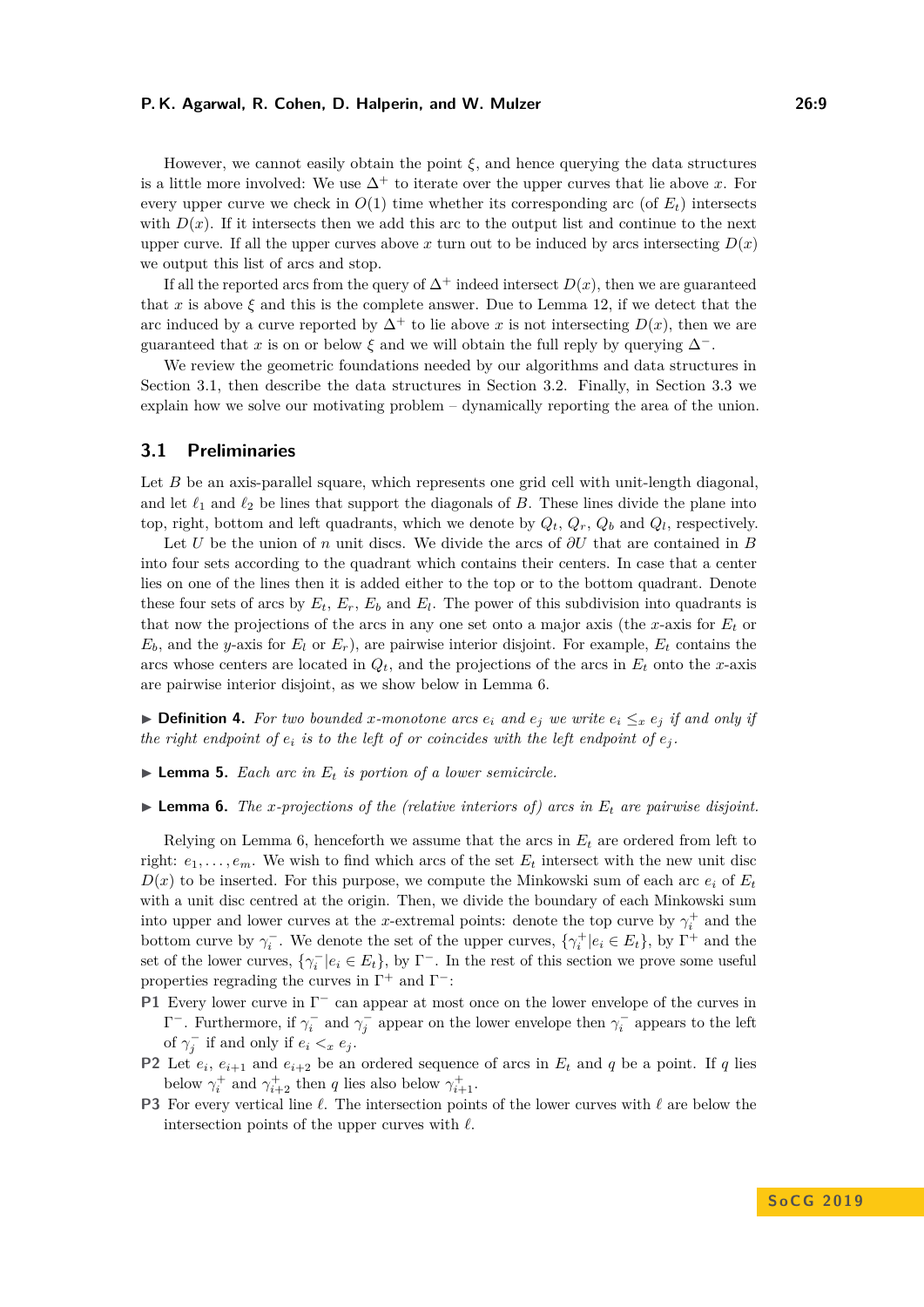However, we cannot easily obtain the point $\xi$, and hence querying the data structures is a little more involved: We use $\Delta^+$ to iterate over the upper curves that lie above $x$. For every upper curve we check in $O(1)$ time whether its corresponding arc (of $E_t$) intersects with $D(x)$. If it intersects then we add this arc to the output list and continue to the next upper curve. If all the upper curves above $x$ turn out to be induced by arcs intersecting $D(x)$ we output this list of arcs and stop.

If all the reported arcs from the query of $\Delta^+$ indeed intersect $D(x)$, then we are guaranteed that $x$ is above $\xi$ and this is the complete answer. Due to Lemma 12, if we detect that the arc induced by a curve reported by $\Delta^+$ to lie above $x$ is not intersecting $D(x)$, then we are guaranteed that $x$ is on or below $\xi$ and we will obtain the full reply by querying $\Delta^-$.

We review the geometric foundations needed by our algorithms and data structures in Section 3.1, then describe the data structures in Section 3.2. Finally, in Section 3.3 we explain how we solve our motivating problem – dynamically reporting the area of the union.

## 3.1 Preliminaries

Let $B$ be an axis-parallel square, which represents one grid cell with unit-length diagonal, and let $\ell_1$ and $\ell_2$ be lines that support the diagonals of $B$. These lines divide the plane into top, right, bottom and left quadrants, which we denote by $Q_t$, $Q_r$, $Q_b$ and $Q_l$, respectively.

Let $U$ be the union of $n$ unit discs. We divide the arcs of $\partial U$ that are contained in $B$ into four sets according to the quadrant which contains their centers. In case that a center lies on one of the lines then it is added either to the top or to the bottom quadrant. Denote these four sets of arcs by $E_t$, $E_r$, $E_b$ and $E_l$. The power of this subdivision into quadrants is that now the projections of the arcs in any one set onto a major axis (the $x$-axis for $E_t$ or $E_b$, and the $y$-axis for $E_l$ or $E_r$), are pairwise interior disjoint. For example, $E_t$ contains the arcs whose centers are located in $Q_t$, and the projections of the arcs in $E_t$ onto the $x$-axis are pairwise interior disjoint, as we show below in Lemma 6.

▶ **Definition 4.** *For two bounded $x$-monotone arcs $e_i$ and $e_j$ we write $e_i \leq_x e_j$ if and only if the right endpoint of $e_i$ is to the left of or coincides with the left endpoint of $e_j$.*

▶ **Lemma 5.** *Each arc in $E_t$ is portion of a lower semicircle.*

▶ **Lemma 6.** *The $x$-projections of the (relative interiors of) arcs in $E_t$ are pairwise disjoint.*

Relying on Lemma 6, henceforth we assume that the arcs in $E_t$ are ordered from left to right: $e_1, \ldots, e_m$. We wish to find which arcs of the set $E_t$ intersect with the new unit disc $D(x)$ to be inserted. For this purpose, we compute the Minkowski sum of each arc $e_i$ of $E_t$ with a unit disc centred at the origin. Then, we divide the boundary of each Minkowski sum into upper and lower curves at the $x$-extremal points: denote the top curve by $\gamma_i^+$ and the bottom curve by $\gamma_i^-$. We denote the set of the upper curves, $\{\gamma_i^+ | e_i \in E_t\}$, by $\Gamma^+$ and the set of the lower curves, $\{\gamma_i^- | e_i \in E_t\}$, by $\Gamma^-$. In the rest of this section we prove some useful properties regrading the curves in $\Gamma^+$ and $\Gamma^-$:

- **P1** Every lower curve in $\Gamma^-$ can appear at most once on the lower envelope of the curves in $\Gamma^-$. Furthermore, if $\gamma_i^-$ and $\gamma_j^-$ appear on the lower envelope then $\gamma_i^-$ appears to the left of $\gamma_j^-$ if and only if $e_i <_x e_j$.
- **P2** Let $e_i$, $e_{i+1}$ and $e_{i+2}$ be an ordered sequence of arcs in $E_t$ and $q$ be a point. If $q$ lies below $\gamma_i^+$ and $\gamma_{i+2}^+$ then $q$ lies also below $\gamma_{i+1}^+$.
- **P3** For every vertical line $\ell$. The intersection points of the lower curves with $\ell$ are below the intersection points of the upper curves with $\ell$.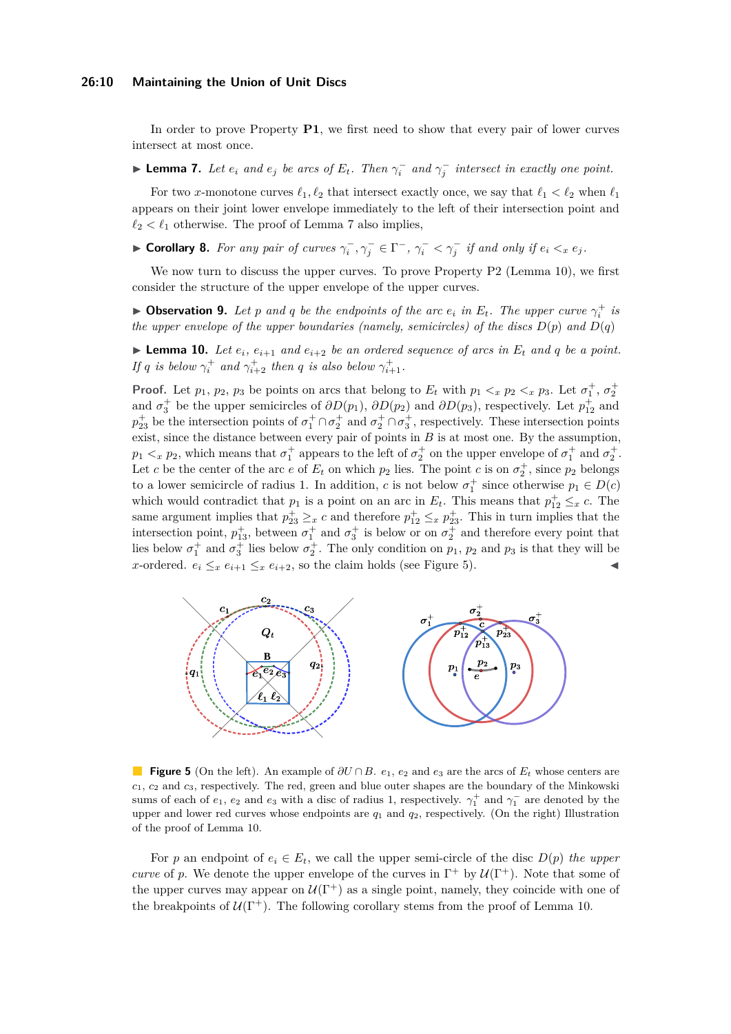In order to prove Property **P1**, we first need to show that every pair of lower curves intersect at most once.

▶ **Lemma 7.** *Let $e_i$ and $e_j$ be arcs of $E_t$. Then $\gamma_i^-$ and $\gamma_j^-$ intersect in exactly one point.*

For two $x$-monotone curves $\ell_1, \ell_2$ that intersect exactly once, we say that $\ell_1 < \ell_2$ when $\ell_1$ appears on their joint lower envelope immediately to the left of their intersection point and $\ell_2 < \ell_1$ otherwise. The proof of Lemma 7 also implies,

▶ **Corollary 8.** *For any pair of curves $\gamma_i^-, \gamma_j^- \in \Gamma^-$, $\gamma_i^- < \gamma_j^-$ if and only if $e_i <_x e_j$.*

We now turn to discuss the upper curves. To prove Property P2 (Lemma 10), we first consider the structure of the upper envelope of the upper curves.

▶ **Observation 9.** *Let $p$ and $q$ be the endpoints of the arc $e_i$ in $E_t$. The upper curve $\gamma_i^+$ is the upper envelope of the upper boundaries (namely, semicircles) of the discs $D(p)$ and $D(q)$*

▶ **Lemma 10.** *Let $e_i$, $e_{i+1}$ and $e_{i+2}$ be an ordered sequence of arcs in $E_t$ and $q$ be a point. If $q$ is below $\gamma_i^+$ and $\gamma_{i+2}^+$ then $q$ is also below $\gamma_{i+1}^+$.*

**Proof.** Let $p_1$, $p_2$, $p_3$ be points on arcs that belong to $E_t$ with $p_1 <_x p_2 <_x p_3$. Let $\sigma_1^+$, $\sigma_2^+$ and $\sigma_3^+$ be the upper semicircles of $\partial D(p_1)$, $\partial D(p_2)$ and $\partial D(p_3)$, respectively. Let $p_{12}^+$ and $p_{23}^+$ be the intersection points of $\sigma_1^+ \cap \sigma_2^+$ and $\sigma_2^+ \cap \sigma_3^+$, respectively. These intersection points exist, since the distance between every pair of points in $B$ is at most one. By the assumption, $p_1 <_x p_2$, which means that $\sigma_1^+$ appears to the left of $\sigma_2^+$ on the upper envelope of $\sigma_1^+$ and $\sigma_2^+$. Let $c$ be the center of the arc $e$ of $E_t$ on which $p_2$ lies. The point $c$ is on $\sigma_2^+$, since $p_2$ belongs to a lower semicircle of radius 1. In addition, $c$ is not below $\sigma_1^+$ since otherwise $p_1 \in D(c)$ which would contradict that $p_1$ is a point on an arc in $E_t$. This means that $p_{12}^+ \leq_x c$. The same argument implies that $p_{23}^+ \geq_x c$ and therefore $p_{12}^+ \leq_x p_{23}^+$. This in turn implies that the intersection point, $p_{13}^+$, between $\sigma_1^+$ and $\sigma_3^+$ is below or on $\sigma_2^+$ and therefore every point that lies below $\sigma_1^+$ and $\sigma_3^+$ lies below $\sigma_2^+$. The only condition on $p_1$, $p_2$ and $p_3$ is that they will be $x$-ordered. $e_i \leq_x e_{i+1} \leq_x e_{i+2}$, so the claim holds (see Figure 5). ◀

**Figure 5** (On the left). An example of $\partial U \cap B$. $e_1$, $e_2$ and $e_3$ are the arcs of $E_t$ whose centers are $c_1$, $c_2$ and $c_3$, respectively. The red, green and blue outer shapes are the boundary of the Minkowski sums of each of $e_1$, $e_2$ and $e_3$ with a disc of radius 1, respectively. $\gamma_1^+$ and $\gamma_1^-$ are denoted by the upper and lower red curves whose endpoints are $q_1$ and $q_2$, respectively. (On the right) Illustration of the proof of Lemma 10.

For $p$ an endpoint of $e_i \in E_t$, we call the upper semi-circle of the disc $D(p)$ *the upper curve* of $p$. We denote the upper envelope of the curves in $\Gamma^+$ by $\mathcal{U}(\Gamma^+)$. Note that some of the upper curves may appear on $\mathcal{U}(\Gamma^+)$ as a single point, namely, they coincide with one of the breakpoints of $\mathcal{U}(\Gamma^+)$. The following corollary stems from the proof of Lemma 10.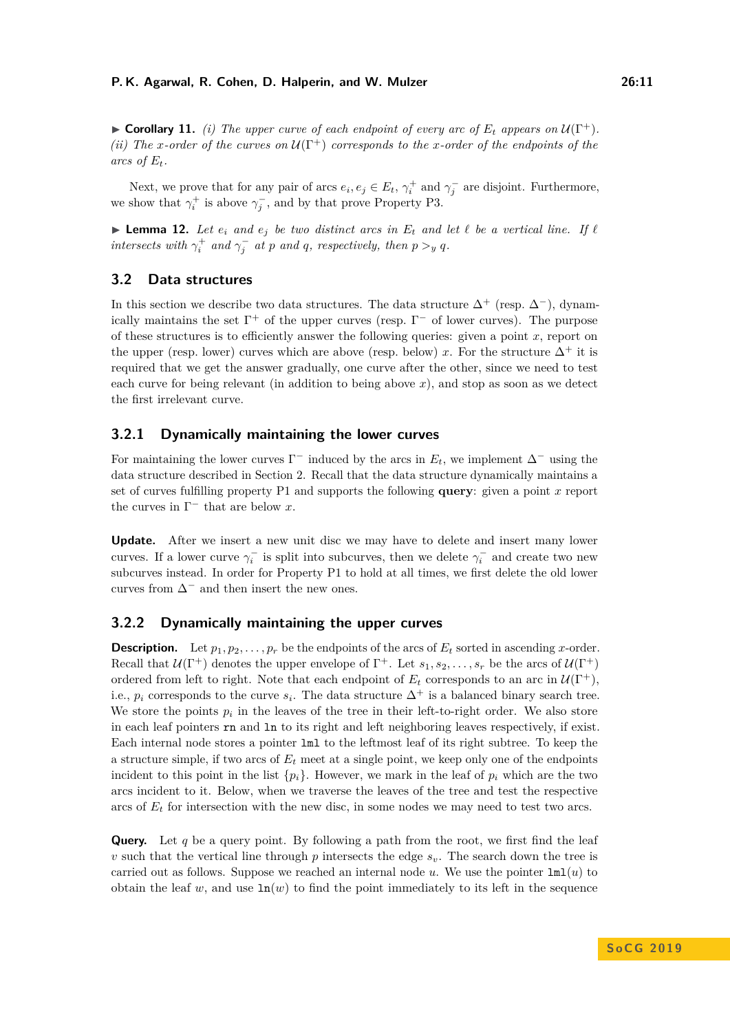▶ **Corollary 11.** *(i) The upper curve of each endpoint of every arc of $E_t$ appears on $\mathcal{U}(\Gamma^+)$. (ii) The x-order of the curves on $\mathcal{U}(\Gamma^+)$ corresponds to the x-order of the endpoints of the arcs of $E_t$.*

Next, we prove that for any pair of arcs $e_i, e_j \in E_t$, $\gamma_i^+$ and $\gamma_j^-$ are disjoint. Furthermore, we show that $\gamma_i^+$ is above $\gamma_j^-$, and by that prove Property P3.

▶ **Lemma 12.** *Let $e_i$ and $e_j$ be two distinct arcs in $E_t$ and let $\ell$ be a vertical line. If $\ell$ intersects with $\gamma_i^+$ and $\gamma_j^-$ at $p$ and $q$, respectively, then $p >_y q$.*

## 3.2 Data structures

In this section we describe two data structures. The data structure $\Delta^+$ (resp. $\Delta^-$), dynamically maintains the set $\Gamma^+$ of the upper curves (resp. $\Gamma^-$ of lower curves). The purpose of these structures is to efficiently answer the following queries: given a point $x$, report on the upper (resp. lower) curves which are above (resp. below) $x$. For the structure $\Delta^+$ it is required that we get the answer gradually, one curve after the other, since we need to test each curve for being relevant (in addition to being above $x$), and stop as soon as we detect the first irrelevant curve.

### 3.2.1 Dynamically maintaining the lower curves

For maintaining the lower curves $\Gamma^-$ induced by the arcs in $E_t$, we implement $\Delta^-$ using the data structure described in Section 2. Recall that the data structure dynamically maintains a set of curves fulfilling property P1 and supports the following **query**: given a point $x$ report the curves in $\Gamma^-$ that are below $x$.

**Update.** After we insert a new unit disc we may have to delete and insert many lower curves. If a lower curve $\gamma_i^-$ is split into subcurves, then we delete $\gamma_i^-$ and create two new subcurves instead. In order for Property P1 to hold at all times, we first delete the old lower curves from $\Delta^-$ and then insert the new ones.

### 3.2.2 Dynamically maintaining the upper curves

**Description.** Let $p_1, p_2, \ldots, p_r$ be the endpoints of the arcs of $E_t$ sorted in ascending $x$-order. Recall that $\mathcal{U}(\Gamma^+)$ denotes the upper envelope of $\Gamma^+$. Let $s_1, s_2, \ldots, s_r$ be the arcs of $\mathcal{U}(\Gamma^+)$ ordered from left to right. Note that each endpoint of $E_t$ corresponds to an arc in $\mathcal{U}(\Gamma^+)$, i.e., $p_i$ corresponds to the curve $s_i$. The data structure $\Delta^+$ is a balanced binary search tree. We store the points $p_i$ in the leaves of the tree in their left-to-right order. We also store in each leaf pointers `rn` and `ln` to its right and left neighboring leaves respectively, if exist. Each internal node stores a pointer `lml` to the leftmost leaf of its right subtree. To keep the a structure simple, if two arcs of $E_t$ meet at a single point, we keep only one of the endpoints incident to this point in the list $\{p_i\}$. However, we mark in the leaf of $p_i$ which are the two arcs incident to it. Below, when we traverse the leaves of the tree and test the respective arcs of $E_t$ for intersection with the new disc, in some nodes we may need to test two arcs.

**Query.** Let $q$ be a query point. By following a path from the root, we first find the leaf $v$ such that the vertical line through $p$ intersects the edge $s_v$. The search down the tree is carried out as follows. Suppose we reached an internal node $u$. We use the pointer $\texttt{lml}(u)$ to obtain the leaf $w$, and use $\texttt{ln}(w)$ to find the point immediately to its left in the sequence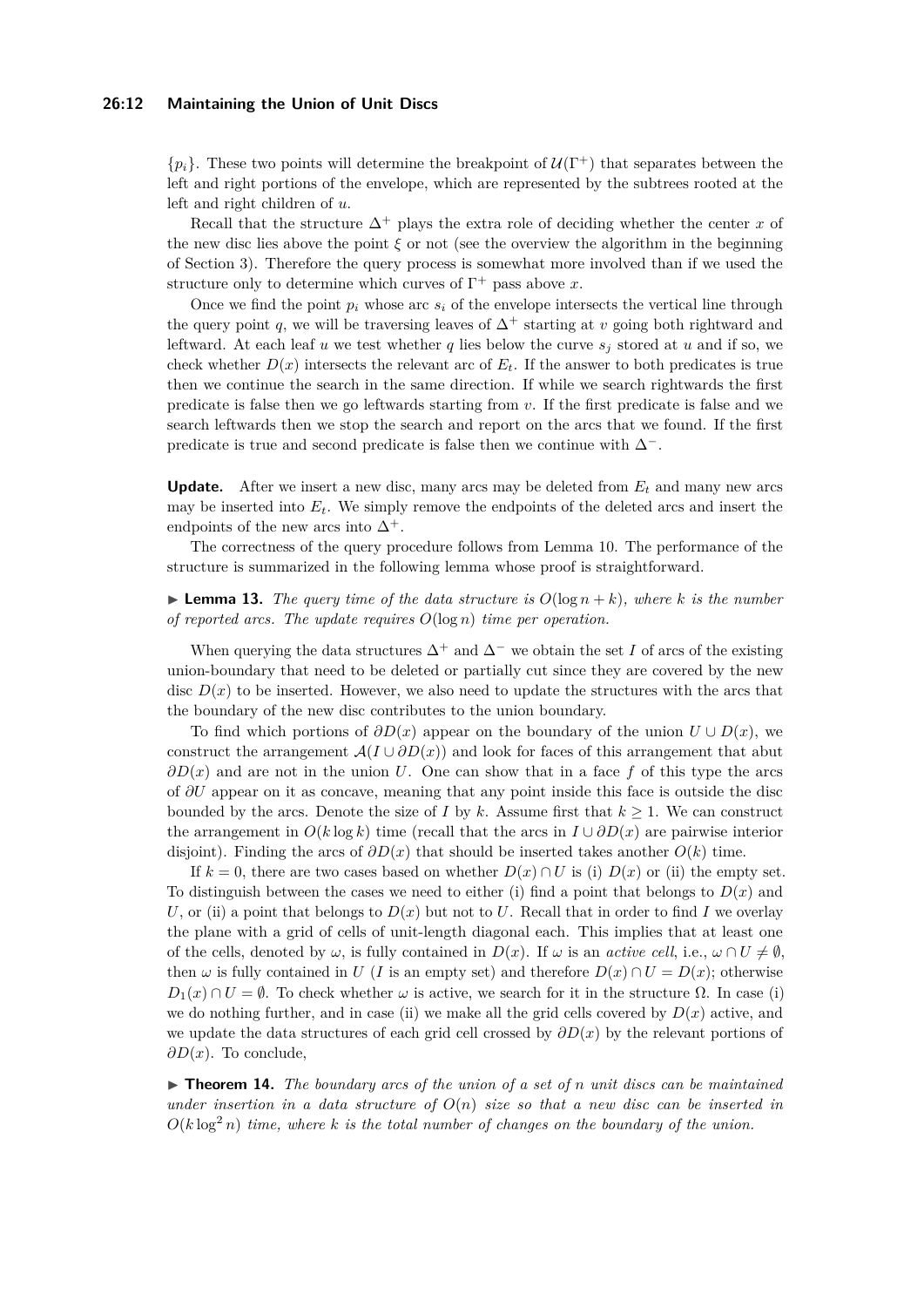$\{p_i\}$. These two points will determine the breakpoint of $\mathcal{U}(\Gamma^+)$ that separates between the left and right portions of the envelope, which are represented by the subtrees rooted at the left and right children of $u$.

Recall that the structure $\Delta^+$ plays the extra role of deciding whether the center $x$ of the new disc lies above the point $\xi$ or not (see the overview the algorithm in the beginning of Section 3). Therefore the query process is somewhat more involved than if we used the structure only to determine which curves of $\Gamma^+$ pass above $x$.

Once we find the point $p_i$ whose arc $s_i$ of the envelope intersects the vertical line through the query point $q$, we will be traversing leaves of $\Delta^+$ starting at $v$ going both rightward and leftward. At each leaf $u$ we test whether $q$ lies below the curve $s_j$ stored at $u$ and if so, we check whether $D(x)$ intersects the relevant arc of $E_t$. If the answer to both predicates is true then we continue the search in the same direction. If while we search rightwards the first predicate is false then we go leftwards starting from $v$. If the first predicate is false and we search leftwards then we stop the search and report on the arcs that we found. If the first predicate is true and second predicate is false then we continue with $\Delta^-$.

**Update.** After we insert a new disc, many arcs may be deleted from $E_t$ and many new arcs may be inserted into $E_t$. We simply remove the endpoints of the deleted arcs and insert the endpoints of the new arcs into $\Delta^+$.

The correctness of the query procedure follows from Lemma 10. The performance of the structure is summarized in the following lemma whose proof is straightforward.

▶ **Lemma 13.** *The query time of the data structure is $O(\log n + k)$, where $k$ is the number of reported arcs. The update requires $O(\log n)$ time per operation.*

When querying the data structures $\Delta^+$ and $\Delta^-$ we obtain the set $I$ of arcs of the existing union-boundary that need to be deleted or partially cut since they are covered by the new disc $D(x)$ to be inserted. However, we also need to update the structures with the arcs that the boundary of the new disc contributes to the union boundary.

To find which portions of $\partial D(x)$ appear on the boundary of the union $U \cup D(x)$, we construct the arrangement $\mathcal{A}(I \cup \partial D(x))$ and look for faces of this arrangement that abut $\partial D(x)$ and are not in the union $U$. One can show that in a face $f$ of this type the arcs of $\partial U$ appear on it as concave, meaning that any point inside this face is outside the disc bounded by the arcs. Denote the size of $I$ by $k$. Assume first that $k \geq 1$. We can construct the arrangement in $O(k \log k)$ time (recall that the arcs in $I \cup \partial D(x)$ are pairwise interior disjoint). Finding the arcs of $\partial D(x)$ that should be inserted takes another $O(k)$ time.

If $k = 0$, there are two cases based on whether $D(x) \cap U$ is (i) $D(x)$ or (ii) the empty set. To distinguish between the cases we need to either (i) find a point that belongs to $D(x)$ and $U$, or (ii) a point that belongs to $D(x)$ but not to $U$. Recall that in order to find $I$ we overlay the plane with a grid of cells of unit-length diagonal each. This implies that at least one of the cells, denoted by $\omega$, is fully contained in $D(x)$. If $\omega$ is an *active cell*, i.e., $\omega \cap U \neq \emptyset$, then $\omega$ is fully contained in $U$ ($I$ is an empty set) and therefore $D(x) \cap U = D(x)$; otherwise $D_1(x) \cap U = \emptyset$. To check whether $\omega$ is active, we search for it in the structure $\Omega$. In case (i) we do nothing further, and in case (ii) we make all the grid cells covered by $D(x)$ active, and we update the data structures of each grid cell crossed by $\partial D(x)$ by the relevant portions of $\partial D(x)$. To conclude,

▶ **Theorem 14.** *The boundary arcs of the union of a set of $n$ unit discs can be maintained under insertion in a data structure of $O(n)$ size so that a new disc can be inserted in $O(k \log^2 n)$ time, where $k$ is the total number of changes on the boundary of the union.*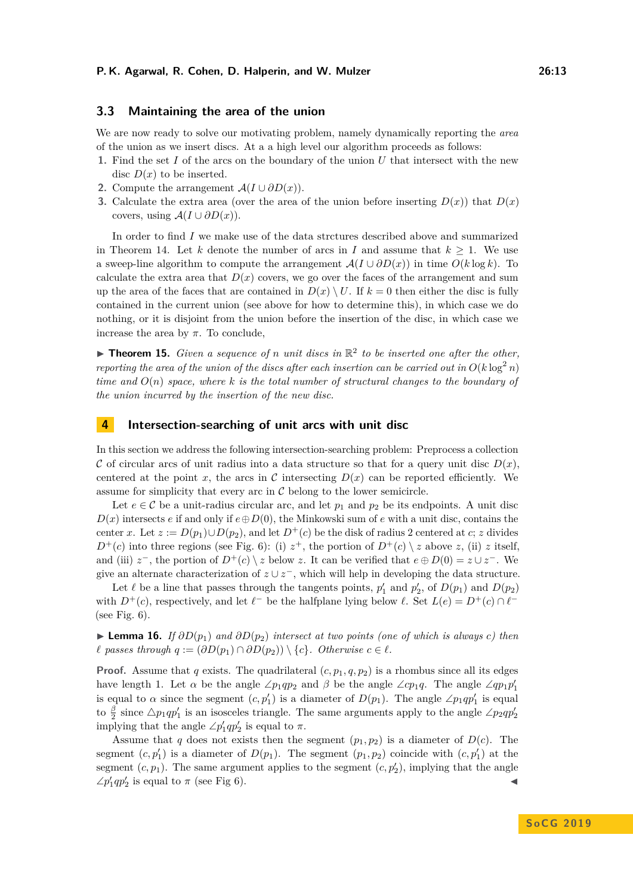## 3.3 Maintaining the area of the union

We are now ready to solve our motivating problem, namely dynamically reporting the *area* of the union as we insert discs. At a a high level our algorithm proceeds as follows:

1. Find the set $I$ of the arcs on the boundary of the union $U$ that intersect with the new disc $D(x)$ to be inserted.
2. Compute the arrangement $\mathcal{A}(I \cup \partial D(x))$.
3. Calculate the extra area (over the area of the union before inserting $D(x)$) that $D(x)$ covers, using $\mathcal{A}(I \cup \partial D(x))$.

In order to find $I$ we make use of the data strctures described above and summarized in Theorem 14. Let $k$ denote the number of arcs in $I$ and assume that $k \geq 1$. We use a sweep-line algorithm to compute the arrangement $\mathcal{A}(I \cup \partial D(x))$ in time $O(k \log k)$. To calculate the extra area that $D(x)$ covers, we go over the faces of the arrangement and sum up the area of the faces that are contained in $D(x) \setminus U$. If $k = 0$ then either the disc is fully contained in the current union (see above for how to determine this), in which case we do nothing, or it is disjoint from the union before the insertion of the disc, in which case we increase the area by $\pi$. To conclude,

▶ **Theorem 15.** *Given a sequence of $n$ unit discs in $\mathbb{R}^2$ to be inserted one after the other, reporting the area of the union of the discs after each insertion can be carried out in $O(k \log^2 n)$ time and $O(n)$ space, where $k$ is the total number of structural changes to the boundary of the union incurred by the insertion of the new disc.*

# 4 Intersection-searching of unit arcs with unit disc

In this section we address the following intersection-searching problem: Preprocess a collection $\mathcal{C}$ of circular arcs of unit radius into a data structure so that for a query unit disc $D(x)$, centered at the point $x$, the arcs in $\mathcal{C}$ intersecting $D(x)$ can be reported efficiently. We assume for simplicity that every arc in $\mathcal{C}$ belong to the lower semicircle.

Let $e \in \mathcal{C}$ be a unit-radius circular arc, and let $p_1$ and $p_2$ be its endpoints. A unit disc $D(x)$ intersects $e$ if and only if $e \oplus D(0)$, the Minkowski sum of $e$ with a unit disc, contains the center $x$. Let $z := D(p_1) \cup D(p_2)$, and let $D^+(c)$ be the disk of radius 2 centered at $c$; $z$ divides $D^+(c)$ into three regions (see Fig. 6): (i) $z^+$, the portion of $D^+(c) \setminus z$ above $z$, (ii) $z$ itself, and (iii) $z^-$, the portion of $D^+(c) \setminus z$ below $z$. It can be verified that $e \oplus D(0) = z \cup z^-$. We give an alternate characterization of $z \cup z^-$, which will help in developing the data structure.

Let $\ell$ be a line that passes through the tangents points, $p'_1$ and $p'_2$, of $D(p_1)$ and $D(p_2)$ with $D^+(c)$, respectively, and let $\ell^-$ be the halfplane lying below $\ell$. Set $L(e) = D^+(c) \cap \ell^-$ (see Fig. 6).

▶ **Lemma 16.** *If $\partial D(p_1)$ and $\partial D(p_2)$ intersect at two points (one of which is always $c$) then $\ell$ passes through $q := (\partial D(p_1) \cap \partial D(p_2)) \setminus \{c\}$. Otherwise $c \in \ell$.*

**Proof.** Assume that $q$ exists. The quadrilateral $(c, p_1, q, p_2)$ is a rhombus since all its edges have length 1. Let $\alpha$ be the angle $\angle p_1 q p_2$ and $\beta$ be the angle $\angle c p_1 q$. The angle $\angle q p_1 p'_1$ is equal to $\alpha$ since the segment $(c, p'_1)$ is a diameter of $D(p_1)$. The angle $\angle p_1 q p'_1$ is equal to $\frac{\beta}{2}$ since $\triangle p_1 q p'_1$ is an isosceles triangle. The same arguments apply to the angle $\angle p_2 q p'_2$ implying that the angle $\angle p'_1 q p'_2$ is equal to $\pi$.

Assume that $q$ does not exists then the segment $(p_1, p_2)$ is a diameter of $D(c)$. The segment $(c, p'_1)$ is a diameter of $D(p_1)$. The segment $(p_1, p_2)$ coincide with $(c, p'_1)$ at the segment $(c, p_1)$. The same argument applies to the segment $(c, p'_2)$, implying that the angle $\angle p'_1 q p'_2$ is equal to $\pi$ (see Fig 6). ◀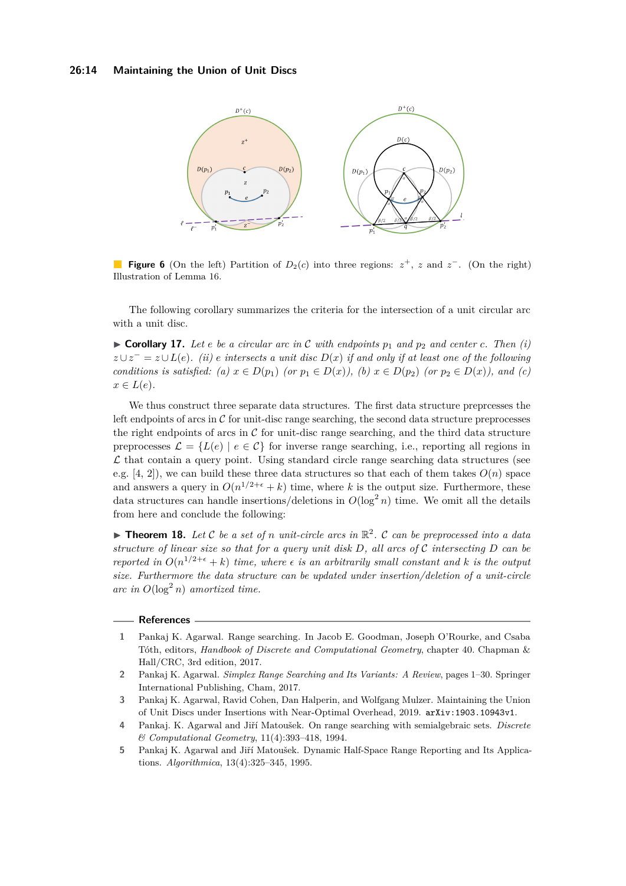**Figure 6** (On the left) Partition of $D_2(c)$ into three regions: $z^+$, $z$ and $z^-$. (On the right) Illustration of Lemma 16.

The following corollary summarizes the criteria for the intersection of a unit circular arc with a unit disc.

▶ **Corollary 17.** *Let $e$ be a circular arc in $\mathcal{C}$ with endpoints $p_1$ and $p_2$ and center $c$. Then (i) $z \cup z^- = z \cup L(e)$. (ii) $e$ intersects a unit disc $D(x)$ if and only if at least one of the following conditions is satisfied: (a) $x \in D(p_1)$ (or $p_1 \in D(x)$), (b) $x \in D(p_2)$ (or $p_2 \in D(x)$), and (c) $x \in L(e)$.*

We thus construct three separate data structures. The first data structure preprcesses the left endpoints of arcs in $\mathcal{C}$ for unit-disc range searching, the second data structure preprocesses the right endpoints of arcs in $\mathcal{C}$ for unit-disc range searching, and the third data structure preprocesses $\mathcal{L} = \{L(e) \mid e \in \mathcal{C}\}$ for inverse range searching, i.e., reporting all regions in $\mathcal{L}$ that contain a query point. Using standard circle range searching data structures (see e.g. [4, 2]), we can build these three data structures so that each of them takes $O(n)$ space and answers a query in $O(n^{1/2+\epsilon} + k)$ time, where $k$ is the output size. Furthermore, these data structures can handle insertions/deletions in $O(\log^2 n)$ time. We omit all the details from here and conclude the following:

▶ **Theorem 18.** *Let $\mathcal{C}$ be a set of $n$ unit-circle arcs in $\mathbb{R}^2$. $\mathcal{C}$ can be preprocessed into a data structure of linear size so that for a query unit disk $D$, all arcs of $\mathcal{C}$ intersecting $D$ can be reported in $O(n^{1/2+\epsilon} + k)$ time, where $\epsilon$ is an arbitrarily small constant and $k$ is the output size. Furthermore the data structure can be updated under insertion/deletion of a unit-circle arc in $O(\log^2 n)$ amortized time.*

## References

1. Pankaj K. Agarwal. Range searching. In Jacob E. Goodman, Joseph O'Rourke, and Csaba Tóth, editors, *Handbook of Discrete and Computational Geometry*, chapter 40. Chapman & Hall/CRC, 3rd edition, 2017.
2. Pankaj K. Agarwal. *Simplex Range Searching and Its Variants: A Review*, pages 1–30. Springer International Publishing, Cham, 2017.
3. Pankaj K. Agarwal, Ravid Cohen, Dan Halperin, and Wolfgang Mulzer. Maintaining the Union of Unit Discs under Insertions with Near-Optimal Overhead, 2019. `arXiv:1903.10943v1`.
4. Pankaj. K. Agarwal and Jiří Matoušek. On range searching with semialgebraic sets. *Discrete & Computational Geometry*, 11(4):393–418, 1994.
5. Pankaj K. Agarwal and Jiří Matoušek. Dynamic Half-Space Range Reporting and Its Applications. *Algorithmica*, 13(4):325–345, 1995.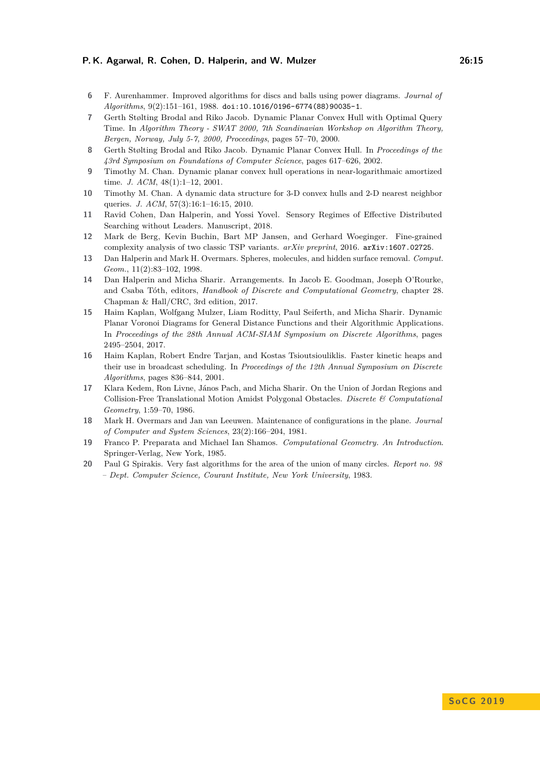6 F. Aurenhammer. Improved algorithms for discs and balls using power diagrams. *Journal of Algorithms*, 9(2):151–161, 1988. doi:10.1016/0196-6774(88)90035-1.

7 Gerth Stølting Brodal and Riko Jacob. Dynamic Planar Convex Hull with Optimal Query Time. In *Algorithm Theory - SWAT 2000, 7th Scandinavian Workshop on Algorithm Theory, Bergen, Norway, July 5-7, 2000, Proceedings*, pages 57–70, 2000.

8 Gerth Stølting Brodal and Riko Jacob. Dynamic Planar Convex Hull. In *Proceedings of the 43rd Symposium on Foundations of Computer Science*, pages 617–626, 2002.

9 Timothy M. Chan. Dynamic planar convex hull operations in near-logarithmaic amortized time. *J. ACM*, 48(1):1–12, 2001.

10 Timothy M. Chan. A dynamic data structure for 3-D convex hulls and 2-D nearest neighbor queries. *J. ACM*, 57(3):16:1–16:15, 2010.

11 Ravid Cohen, Dan Halperin, and Yossi Yovel. Sensory Regimes of Effective Distributed Searching without Leaders. Manuscript, 2018.

12 Mark de Berg, Kevin Buchin, Bart MP Jansen, and Gerhard Woeginger. Fine-grained complexity analysis of two classic TSP variants. *arXiv preprint*, 2016. arXiv:1607.02725.

13 Dan Halperin and Mark H. Overmars. Spheres, molecules, and hidden surface removal. *Comput. Geom.*, 11(2):83–102, 1998.

14 Dan Halperin and Micha Sharir. Arrangements. In Jacob E. Goodman, Joseph O'Rourke, and Csaba Tóth, editors, *Handbook of Discrete and Computational Geometry*, chapter 28. Chapman & Hall/CRC, 3rd edition, 2017.

15 Haim Kaplan, Wolfgang Mulzer, Liam Roditty, Paul Seiferth, and Micha Sharir. Dynamic Planar Voronoi Diagrams for General Distance Functions and their Algorithmic Applications. In *Proceedings of the 28th Annual ACM-SIAM Symposium on Discrete Algorithms*, pages 2495–2504, 2017.

16 Haim Kaplan, Robert Endre Tarjan, and Kostas Tsioutsiouliklis. Faster kinetic heaps and their use in broadcast scheduling. In *Proceedings of the 12th Annual Symposium on Discrete Algorithms*, pages 836–844, 2001.

17 Klara Kedem, Ron Livne, János Pach, and Micha Sharir. On the Union of Jordan Regions and Collision-Free Translational Motion Amidst Polygonal Obstacles. *Discrete & Computational Geometry*, 1:59–70, 1986.

18 Mark H. Overmars and Jan van Leeuwen. Maintenance of configurations in the plane. *Journal of Computer and System Sciences*, 23(2):166–204, 1981.

19 Franco P. Preparata and Michael Ian Shamos. *Computational Geometry. An Introduction*. Springer-Verlag, New York, 1985.

20 Paul G Spirakis. Very fast algorithms for the area of the union of many circles. *Report no. 98 – Dept. Computer Science, Courant Institute, New York University*, 1983.